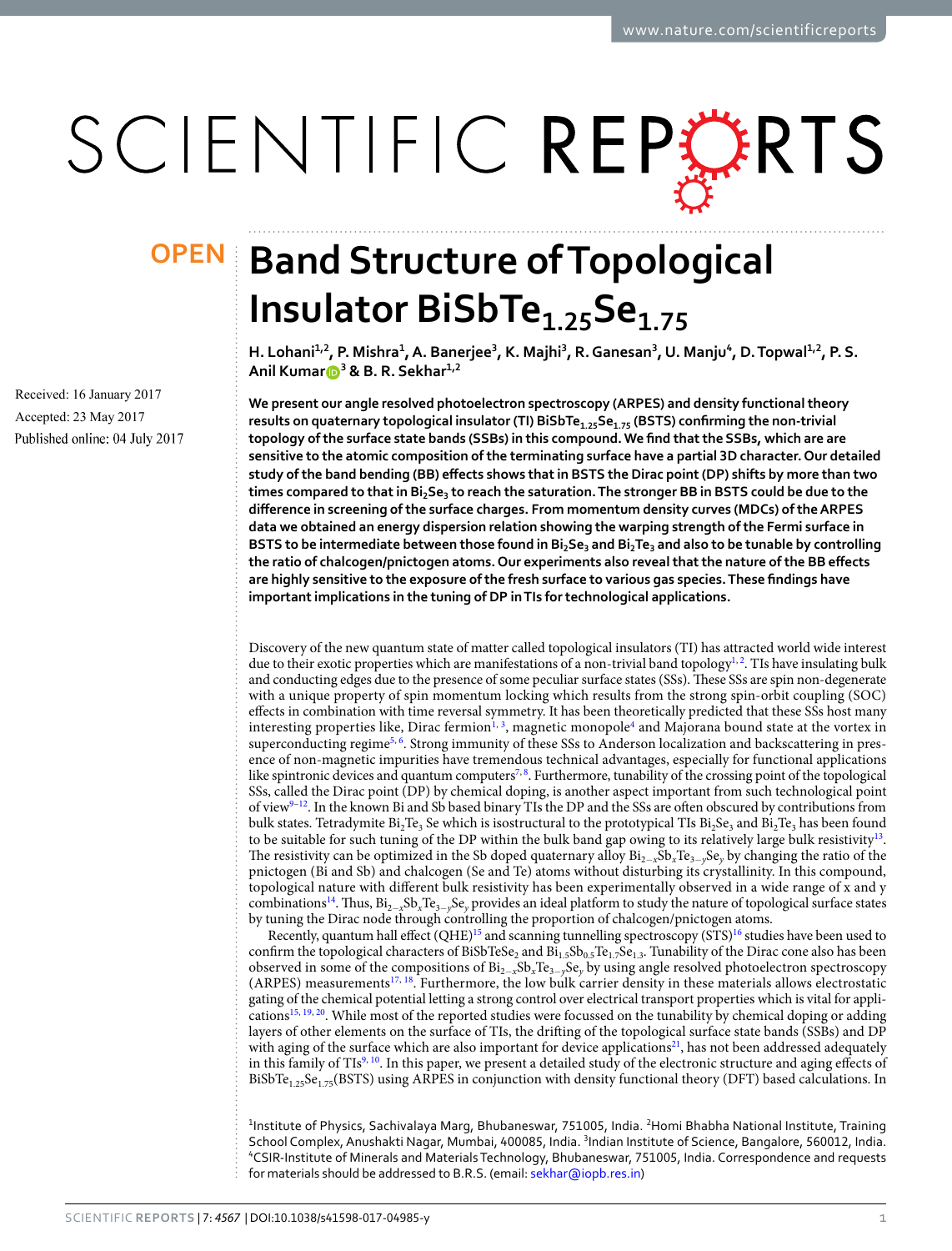OPEN

# Band Structure of Topological Insulator $BiSbTe_{1.25}Se_{1.75}$

H. Lohani[1,2], P. Mishra[1], A. Banerjee[3], K. Majhi[3], R. Ganesan[3], U. Manju[4], D. Topwal[1,2], P. S. Anil Kumar[3] & B. R. Sekhar[1,2]

Received: 16 January 2017
Accepted: 23 May 2017
Published online: 04 July 2017

**We present our angle resolved photoelectron spectroscopy (ARPES) and density functional theory results on quaternary topological insulator (TI) $BiSbTe_{1.25}Se_{1.75}$ (BSTS) confirming the non-trivial topology of the surface state bands (SSBs) in this compound. We find that the SSBs, which are are sensitive to the atomic composition of the terminating surface have a partial 3D character. Our detailed study of the band bending (BB) effects shows that in BSTS the Dirac point (DP) shifts by more than two times compared to that in $Bi_2Se_3$ to reach the saturation. The stronger BB in BSTS could be due to the difference in screening of the surface charges. From momentum density curves (MDCs) of the ARPES data we obtained an energy dispersion relation showing the warping strength of the Fermi surface in BSTS to be intermediate between those found in $Bi_2Se_3$ and $Bi_2Te_3$ and also to be tunable by controlling the ratio of chalcogen/pnictogen atoms. Our experiments also reveal that the nature of the BB effects are highly sensitive to the exposure of the fresh surface to various gas species. These findings have important implications in the tuning of DP in TIs for technological applications.**

Discovery of the new quantum state of matter called topological insulators (TI) has attracted world wide interest due to their exotic properties which are manifestations of a non-trivial band topology[1,2]. TIs have insulating bulk and conducting edges due to the presence of some peculiar surface states (SSs). These SSs are spin non-degenerate with a unique property of spin momentum locking which results from the strong spin-orbit coupling (SOC) effects in combination with time reversal symmetry. It has been theoretically predicted that these SSs host many interesting properties like, Dirac fermion[1,3], magnetic monopole[4] and Majorana bound state at the vortex in superconducting regime[5,6]. Strong immunity of these SSs to Anderson localization and backscattering in presence of non-magnetic impurities have tremendous technical advantages, especially for functional applications like spintronic devices and quantum computers[7,8]. Furthermore, tunability of the crossing point of the topological SSs, called the Dirac point (DP) by chemical doping, is another aspect important from such technological point of view[9–12]. In the known Bi and Sb based binary TIs the DP and the SSs are often obscured by contributions from bulk states. Tetradymite $Bi_2Te_3$ Se which is isostructural to the prototypical TIs $Bi_2Se_3$ and $Bi_2Te_3$ has been found to be suitable for such tuning of the DP within the bulk band gap owing to its relatively large bulk resistivity[13]. The resistivity can be optimized in the Sb doped quaternary alloy $Bi_{2-x}Sb_xTe_{3-y}Se_y$ by changing the ratio of the pnictogen (Bi and Sb) and chalcogen (Se and Te) atoms without disturbing its crystallinity. In this compound, topological nature with different bulk resistivity has been experimentally observed in a wide range of x and y combinations[14]. Thus, $Bi_{2-x}Sb_xTe_{3-y}Se_y$ provides an ideal platform to study the nature of topological surface states by tuning the Dirac node through controlling the proportion of chalcogen/pnictogen atoms.

Recently, quantum hall effect (QHE)[15] and scanning tunnelling spectroscopy (STS)[16] studies have been used to confirm the topological characters of $BiSbTeSe_2$ and $Bi_{1.5}Sb_{0.5}Te_{1.7}Se_{1.3}$. Tunability of the Dirac cone also has been observed in some of the compositions of $Bi_{2-x}Sb_xTe_{3-y}Se_y$ by using angle resolved photoelectron spectroscopy (ARPES) measurements[17,18]. Furthermore, the low bulk carrier density in these materials allows electrostatic gating of the chemical potential letting a strong control over electrical transport properties which is vital for applications[15,19,20]. While most of the reported studies were focussed on the tunability by chemical doping or adding layers of other elements on the surface of TIs, the drifting of the topological surface state bands (SSBs) and DP with aging of the surface which are also important for device applications[21], has not been addressed adequately in this family of TIs[9,10]. In this paper, we present a detailed study of the electronic structure and aging effects of $BiSbTe_{1.25}Se_{1.75}$(BSTS) using ARPES in conjunction with density functional theory (DFT) based calculations. In

[1]Institute of Physics, Sachivalaya Marg, Bhubaneswar, 751005, India. [2]Homi Bhabha National Institute, Training School Complex, Anushakti Nagar, Mumbai, 400085, India. [3]Indian Institute of Science, Bangalore, 560012, India. [4]CSIR-Institute of Minerals and Materials Technology, Bhubaneswar, 751005, India. Correspondence and requests for materials should be addressed to B.R.S. (email: sekhar@iopb.res.in)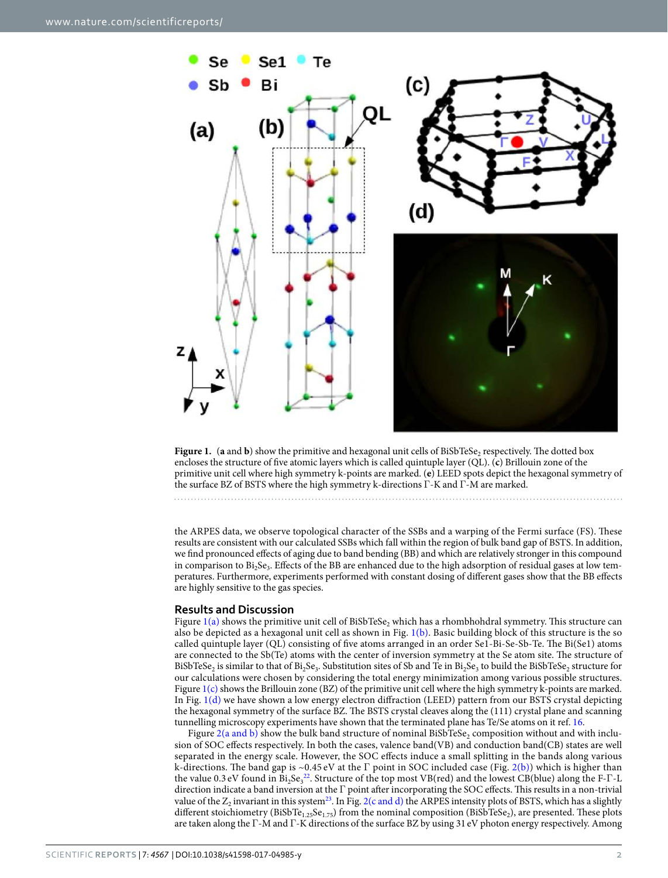**Figure 1.** (**a** and **b**) show the primitive and hexagonal unit cells of $BiSbTeSe_2$ respectively. The dotted box encloses the structure of five atomic layers which is called quintuple layer (QL). (**c**) Brillouin zone of the primitive unit cell where high symmetry k-points are marked. (**e**) LEED spots depict the hexagonal symmetry of the surface BZ of BSTS where the high symmetry k-directions Γ-K and Γ-M are marked.

the ARPES data, we observe topological character of the SSBs and a warping of the Fermi surface (FS). These results are consistent with our calculated SSBs which fall within the region of bulk band gap of BSTS. In addition, we find pronounced effects of aging due to band bending (BB) and which are relatively stronger in this compound in comparison to $Bi_2Se_3$. Effects of the BB are enhanced due to the high adsorption of residual gases at low temperatures. Furthermore, experiments performed with constant dosing of different gases show that the BB effects are highly sensitive to the gas species.

## Results and Discussion

Figure 1(a) shows the primitive unit cell of $BiSbTeSe_2$ which has a rhombhohdral symmetry. This structure can also be depicted as a hexagonal unit cell as shown in Fig. 1(b). Basic building block of this structure is the so called quintuple layer (QL) consisting of five atoms arranged in an order Se1-Bi-Se-Sb-Te. The Bi(Se1) atoms are connected to the Sb(Te) atoms with the center of inversion symmetry at the Se atom site. The structure of $BiSbTeSe_2$ is similar to that of $Bi_2Se_3$. Substitution sites of Sb and Te in $Bi_2Se_3$ to build the $BiSbTeSe_2$ structure for our calculations were chosen by considering the total energy minimization among various possible structures. Figure 1(c) shows the Brillouin zone (BZ) of the primitive unit cell where the high symmetry k-points are marked. In Fig. 1(d) we have shown a low energy electron diffraction (LEED) pattern from our BSTS crystal depicting the hexagonal symmetry of the surface BZ. The BSTS crystal cleaves along the (111) crystal plane and scanning tunnelling microscopy experiments have shown that the terminated plane has Te/Se atoms on it ref. 16.

Figure 2(a and b) show the bulk band structure of nominal $BiSbTeSe_2$ composition without and with inclusion of SOC effects respectively. In both the cases, valence band(VB) and conduction band(CB) states are well separated in the energy scale. However, the SOC effects induce a small splitting in the bands along various k-directions. The band gap is ~0.45 eV at the Γ point in SOC included case (Fig. 2(b)) which is higher than the value 0.3 eV found in $Bi_2Se_3$[22]. Structure of the top most VB(red) and the lowest CB(blue) along the F-Γ-L direction indicate a band inversion at the Γ point after incorporating the SOC effects. This results in a non-trivial value of the $Z_2$ invariant in this system[23]. In Fig. 2(c and d) the ARPES intensity plots of BSTS, which has a slightly different stoichiometry ($BiSbTe_{1.25}Se_{1.75}$) from the nominal composition ($BiSbTeSe_2$), are presented. These plots are taken along the Γ-M and Γ-K directions of the surface BZ by using 31 eV photon energy respectively. Among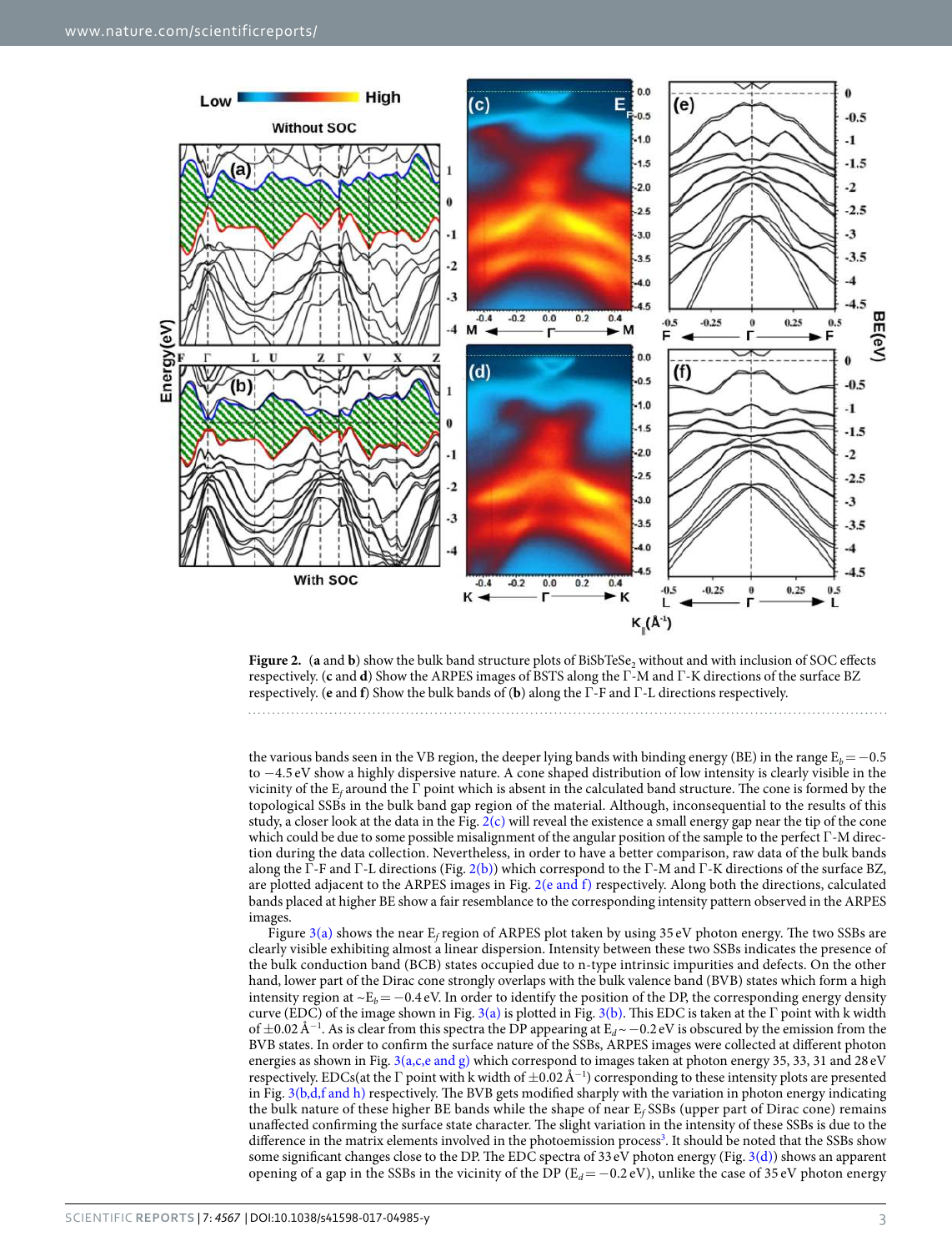**Figure 2.** (**a** and **b**) show the bulk band structure plots of $BiSbTeSe_2$ without and with inclusion of SOC effects respectively. (**c** and **d**) Show the ARPES images of BSTS along the Γ-M and Γ-K directions of the surface BZ respectively. (**e** and **f**) Show the bulk bands of (**b**) along the Γ-F and Γ-L directions respectively.

the various bands seen in the VB region, the deeper lying bands with binding energy (BE) in the range $E_b = -0.5$ to $-4.5$ eV show a highly dispersive nature. A cone shaped distribution of low intensity is clearly visible in the vicinity of the $E_f$ around the Γ point which is absent in the calculated band structure. The cone is formed by the topological SSBs in the bulk band gap region of the material. Although, inconsequential to the results of this study, a closer look at the data in the Fig. 2(c) will reveal the existence a small energy gap near the tip of the cone which could be due to some possible misalignment of the angular position of the sample to the perfect Γ-M direction during the data collection. Nevertheless, in order to have a better comparison, raw data of the bulk bands along the Γ-F and Γ-L directions (Fig. 2(b)) which correspond to the Γ-M and Γ-K directions of the surface BZ, are plotted adjacent to the ARPES images in Fig. 2(e and f) respectively. Along both the directions, calculated bands placed at higher BE show a fair resemblance to the corresponding intensity pattern observed in the ARPES images.

Figure 3(a) shows the near $E_f$ region of ARPES plot taken by using 35 eV photon energy. The two SSBs are clearly visible exhibiting almost a linear dispersion. Intensity between these two SSBs indicates the presence of the bulk conduction band (BCB) states occupied due to n-type intrinsic impurities and defects. On the other hand, lower part of the Dirac cone strongly overlaps with the bulk valence band (BVB) states which form a high intensity region at $\sim E_b = -0.4$ eV. In order to identify the position of the DP, the corresponding energy density curve (EDC) of the image shown in Fig. 3(a) is plotted in Fig. 3(b). This EDC is taken at the Γ point with k width of $\pm 0.02$ Å$^{-1}$. As is clear from this spectra the DP appearing at $E_d \sim -0.2$ eV is obscured by the emission from the BVB states. In order to confirm the surface nature of the SSBs, ARPES images were collected at different photon energies as shown in Fig. 3(a,c,e and g) which correspond to images taken at photon energy 35, 33, 31 and 28 eV respectively. EDCs(at the Γ point with k width of $\pm 0.02$ Å$^{-1}$) corresponding to these intensity plots are presented in Fig. 3(b,d,f and h) respectively. The BVB gets modified sharply with the variation in photon energy indicating the bulk nature of these higher BE bands while the shape of near $E_f$ SSBs (upper part of Dirac cone) remains unaffected confirming the surface state character. The slight variation in the intensity of these SSBs is due to the difference in the matrix elements involved in the photoemission process[3]. It should be noted that the SSBs show some significant changes close to the DP. The EDC spectra of 33 eV photon energy (Fig. 3(d)) shows an apparent opening of a gap in the SSBs in the vicinity of the DP ($E_d = -0.2$ eV), unlike the case of 35 eV photon energy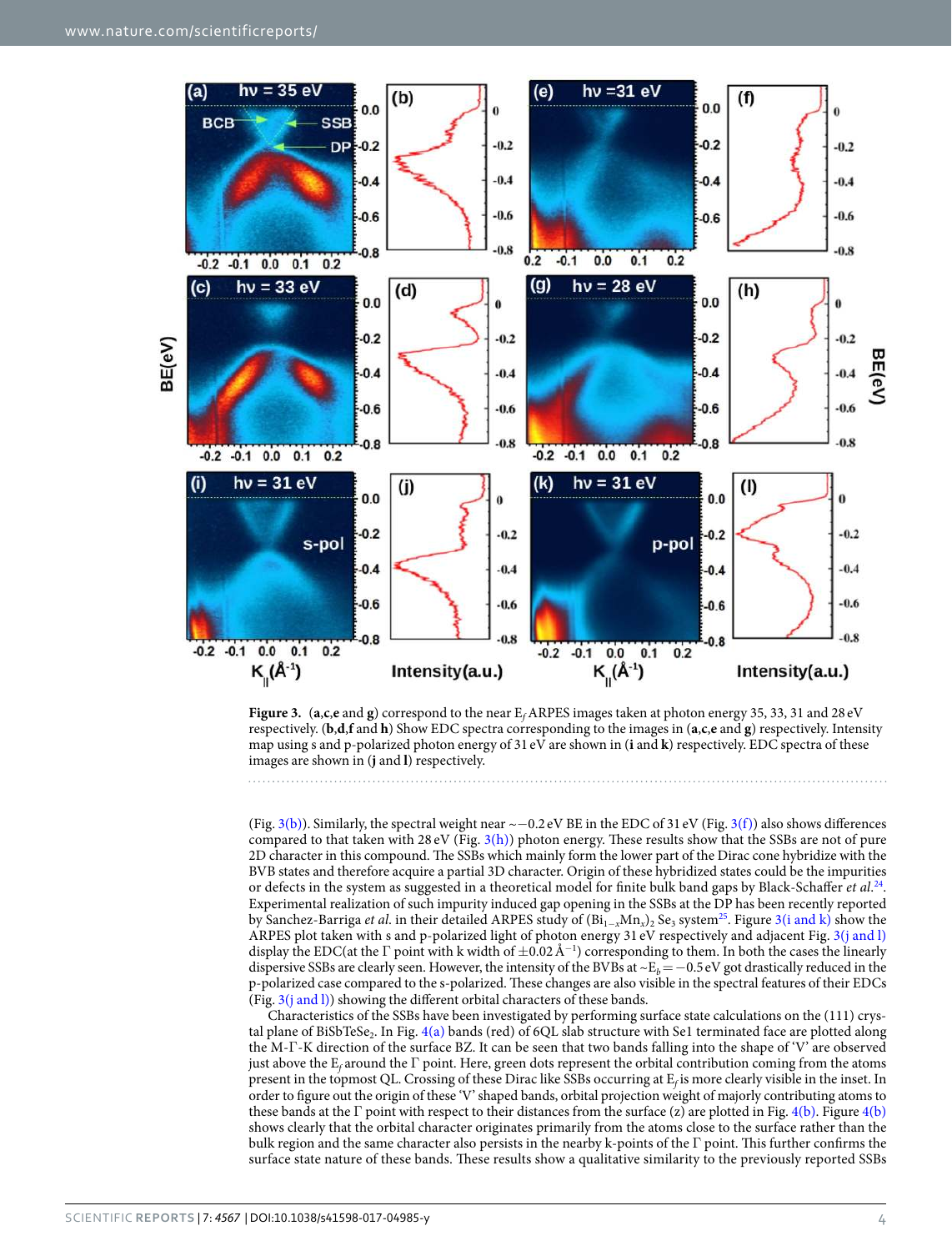**Figure 3.** (**a**,**c**,**e** and **g**) correspond to the near $E_f$ ARPES images taken at photon energy 35, 33, 31 and 28 eV respectively. (**b**,**d**,**f** and **h**) Show EDC spectra corresponding to the images in (**a**,**c**,**e** and **g**) respectively. Intensity map using s and p-polarized photon energy of 31 eV are shown in (**i** and **k**) respectively. EDC spectra of these images are shown in (**j** and **l**) respectively.

(Fig. 3(b)). Similarly, the spectral weight near ~−0.2 eV BE in the EDC of 31 eV (Fig. 3(f)) also shows differences compared to that taken with 28 eV (Fig. 3(h)) photon energy. These results show that the SSBs are not of pure 2D character in this compound. The SSBs which mainly form the lower part of the Dirac cone hybridize with the BVB states and therefore acquire a partial 3D character. Origin of these hybridized states could be the impurities or defects in the system as suggested in a theoretical model for finite bulk band gaps by Black-Schaffer *et al.*[24]. Experimental realization of such impurity induced gap opening in the SSBs at the DP has been recently reported by Sanchez-Barriga *et al.* in their detailed ARPES study of $(Bi_{1-x}Mn_x)_2Se_3$ system[25]. Figure 3(i and k) show the ARPES plot taken with s and p-polarized light of photon energy 31 eV respectively and adjacent Fig. 3(j and l) display the EDC(at the Γ point with k width of ±0.02 $Å^{-1}$) corresponding to them. In both the cases the linearly dispersive SSBs are clearly seen. However, the intensity of the BVBs at $\sim E_b = -0.5$ eV got drastically reduced in the p-polarized case compared to the s-polarized. These changes are also visible in the spectral features of their EDCs (Fig. 3(j and l)) showing the different orbital characters of these bands.

Characteristics of the SSBs have been investigated by performing surface state calculations on the (111) crystal plane of $BiSbTeSe_2$. In Fig. 4(a) bands (red) of 6QL slab structure with Se1 terminated face are plotted along the M-Γ-K direction of the surface BZ. It can be seen that two bands falling into the shape of 'V' are observed just above the $E_f$ around the Γ point. Here, green dots represent the orbital contribution coming from the atoms present in the topmost QL. Crossing of these Dirac like SSBs occurring at $E_f$ is more clearly visible in the inset. In order to figure out the origin of these 'V' shaped bands, orbital projection weight of majorly contributing atoms to these bands at the Γ point with respect to their distances from the surface (z) are plotted in Fig. 4(b). Figure 4(b) shows clearly that the orbital character originates primarily from the atoms close to the surface rather than the bulk region and the same character also persists in the nearby k-points of the Γ point. This further confirms the surface state nature of these bands. These results show a qualitative similarity to the previously reported SSBs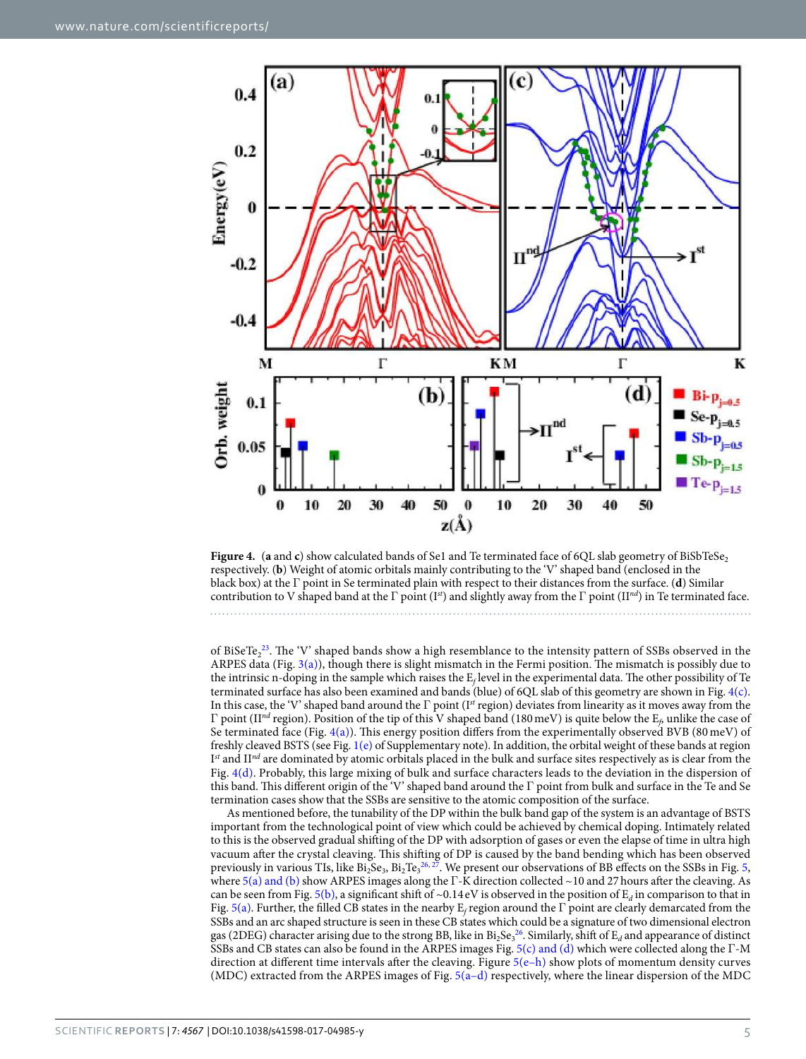**Figure 4.** (**a** and **c**) show calculated bands of Se1 and Te terminated face of 6QL slab geometry of $BiSbTeSe_2$ respectively. (**b**) Weight of atomic orbitals mainly contributing to the 'V' shaped band (enclosed in the black box) at the Γ point in Se terminated plain with respect to their distances from the surface. (**d**) Similar contribution to V shaped band at the Γ point ($I^{st}$) and slightly away from the Γ point ($II^{nd}$) in Te terminated face.

of $BiSeTe_2$[23]. The 'V' shaped bands show a high resemblance to the intensity pattern of SSBs observed in the ARPES data (Fig. 3(a)), though there is slight mismatch in the Fermi position. The mismatch is possibly due to the intrinsic n-doping in the sample which raises the $E_f$ level in the experimental data. The other possibility of Te terminated surface has also been examined and bands (blue) of 6QL slab of this geometry are shown in Fig. 4(c). In this case, the 'V' shaped band around the Γ point ($I^{st}$ region) deviates from linearity as it moves away from the Γ point ($II^{nd}$ region). Position of the tip of this V shaped band (180 meV) is quite below the $E_f$, unlike the case of Se terminated face (Fig. 4(a)). This energy position differs from the experimentally observed BVB (80 meV) of freshly cleaved BSTS (see Fig. 1(e) of Supplementary note). In addition, the orbital weight of these bands at region $I^{st}$ and $II^{nd}$ are dominated by atomic orbitals placed in the bulk and surface sites respectively as is clear from the Fig. 4(d). Probably, this large mixing of bulk and surface characters leads to the deviation in the dispersion of this band. This different origin of the 'V' shaped band around the Γ point from bulk and surface in the Te and Se termination cases show that the SSBs are sensitive to the atomic composition of the surface.

As mentioned before, the tunability of the DP within the bulk band gap of the system is an advantage of BSTS important from the technological point of view which could be achieved by chemical doping. Intimately related to this is the observed gradual shifting of the DP with adsorption of gases or even the elapse of time in ultra high vacuum after the crystal cleaving. This shifting of DP is caused by the band bending which has been observed previously in various TIs, like $Bi_2Se_3$, $Bi_2Te_3$[26,27]. We present our observations of BB effects on the SSBs in Fig. 5, where 5(a) and (b) show ARPES images along the Γ-K direction collected ~10 and 27 hours after the cleaving. As can be seen from Fig. 5(b), a significant shift of ~0.14 eV is observed in the position of $E_d$ in comparison to that in Fig. 5(a). Further, the filled CB states in the nearby $E_f$ region around the Γ point are clearly demarcated from the SSBs and an arc shaped structure is seen in these CB states which could be a signature of two dimensional electron gas (2DEG) character arising due to the strong BB, like in $Bi_2Se_3$[26]. Similarly, shift of $E_d$ and appearance of distinct SSBs and CB states can also be found in the ARPES images Fig. 5(c) and (d) which were collected along the Γ-M direction at different time intervals after the cleaving. Figure 5(e–h) show plots of momentum density curves (MDC) extracted from the ARPES images of Fig. 5(a–d) respectively, where the linear dispersion of the MDC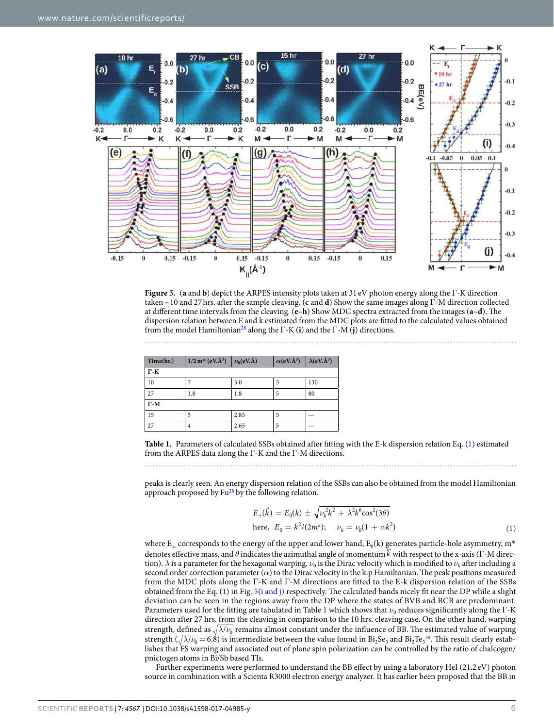**Figure 5.** (**a** and **b**) depict the ARPES intensity plots taken at 31 eV photon energy along the Γ-K direction taken ~10 and 27 hrs. after the sample cleaving. (**c** and **d**) Show the same images along Γ-M direction collected at different time intervals from the cleaving. (**e–h**) Show MDC spectra extracted from the images (**a–d**). The dispersion relation between E and k estimated from the MDC plots are fitted to the calculated values obtained from the model Hamiltonian[28] along the Γ-K (**i**) and the Γ-M (**j**) directions.

| Time(hr.) | 1/2 m* (eV.Å$^3$) | $\nu_0$(eV.Å) | $\alpha$(eV.Å$^3$) | $\lambda$(eV.Å$^3$) |
|---|---|---|---|---|
| **Γ-K** | | | | |
| 10 | 7 | 3.0 | 5 | 130 |
| 27 | 1.8 | 1.8 | 5 | 80 |
| **Γ-M** | | | | |
| 15 | 5 | 2.85 | 5 | — |
| 27 | 4 | 2.65 | 5 | — |

**Table 1.** Parameters of calculated SSBs obtained after fitting with the E-k dispersion relation Eq. (1) estimated from the ARPES data along the Γ-K and the Γ-M directions.

peaks is clearly seen. An energy dispersion relation of the SSBs can also be obtained from the model Hamiltonian approach proposed by Fu[28] by the following relation.

$$E_{\pm}(\vec{k}) = E_0(k) \pm \sqrt{\nu_k^2 k^2 + \lambda^2 k^6 \cos^2(3\theta)}$$
$$\text{here, } E_0 = k^2/(2m^*); \quad \nu_k = \nu_0(1 + \alpha k^2) \tag{1}$$

where $E_{\pm}$ corresponds to the energy of the upper and lower band, $E_0(k)$ generates particle-hole asymmetry, m* denotes effective mass, and $\theta$ indicates the azimuthal angle of momentum $\vec{k}$ with respect to the x-axis (Γ-M direction). $\lambda$ is a parameter for the hexagonal warping. $\nu_0$ is the Dirac velocity which is modified to $\nu_k$ after including a second order correction parameter ($\alpha$) to the Dirac velocity in the k.p Hamiltonian. The peak positions measured from the MDC plots along the Γ-K and Γ-M directions are fitted to the E-k dispersion relation of the SSBs obtained from the Eq. (1) in Fig. 5(i and j) respectively. The calculated bands nicely fit near the DP while a slight deviation can be seen in the regions away from the DP where the states of BVB and BCB are predominant. Parameters used for the fitting are tabulated in Table 1 which shows that $\nu_0$ reduces significantly along the Γ-K direction after 27 hrs. from the cleaving in comparison to the 10 hrs. cleaving case. On the other hand, warping strength, defined as $\sqrt{\lambda/\nu_0}$ remains almost constant under the influence of BB. The estimated value of warping strength ($\sqrt{\lambda/\nu_0} = 6.8$) is intermediate between the value found in $Bi_2Se_3$ and $Bi_2Te_3$[29]. This result clearly establishes that FS warping and associated out of plane spin polarization can be controlled by the ratio of chalcogen/pnictogen atoms in Bi/Sb based TIs.

Further experiments were performed to understand the BB effect by using a laboratory HeI (21.2 eV) photon source in combination with a Scienta R3000 electron energy analyzer. It has earlier been proposed that the BB in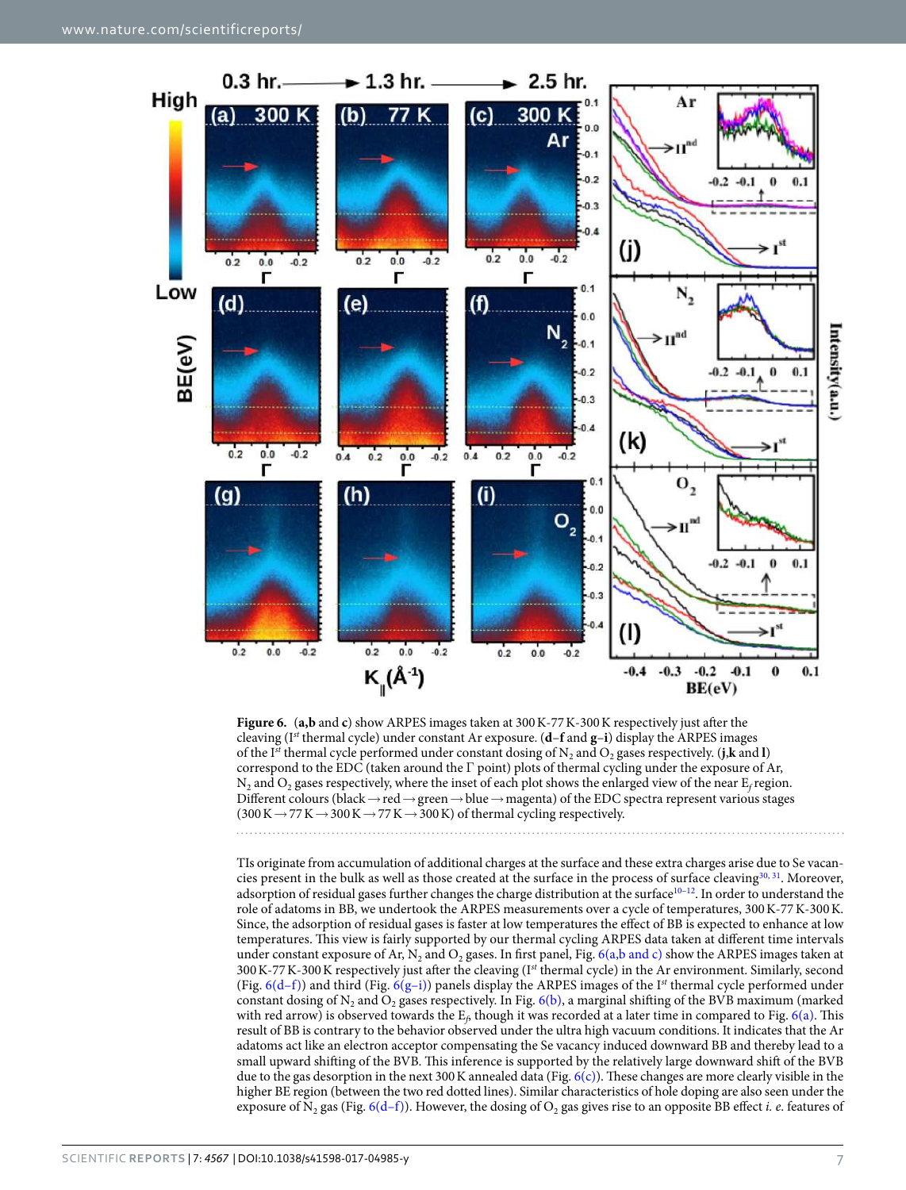**Figure 6.** (**a,b** and **c**) show ARPES images taken at 300 K-77 K-300 K respectively just after the cleaving (I$^{st}$ thermal cycle) under constant Ar exposure. (**d–f** and **g–i**) display the ARPES images of the I$^{st}$ thermal cycle performed under constant dosing of $N_2$ and $O_2$ gases respectively. (**j,k** and **l**) correspond to the EDC (taken around the Γ point) plots of thermal cycling under the exposure of Ar, $N_2$ and $O_2$ gases respectively, where the inset of each plot shows the enlarged view of the near $E_f$ region. Different colours (black → red → green → blue → magenta) of the EDC spectra represent various stages (300 K → 77 K → 300 K → 77 K → 300 K) of thermal cycling respectively.

TIs originate from accumulation of additional charges at the surface and these extra charges arise due to Se vacancies present in the bulk as well as those created at the surface in the process of surface cleaving[30,31]. Moreover, adsorption of residual gases further changes the charge distribution at the surface[10–12]. In order to understand the role of adatoms in BB, we undertook the ARPES measurements over a cycle of temperatures, 300 K-77 K-300 K. Since, the adsorption of residual gases is faster at low temperatures the effect of BB is expected to enhance at low temperatures. This view is fairly supported by our thermal cycling ARPES data taken at different time intervals under constant exposure of Ar, $N_2$ and $O_2$ gases. In first panel, Fig. 6(a,b and c) show the ARPES images taken at 300 K-77 K-300 K respectively just after the cleaving (I$^{st}$ thermal cycle) in the Ar environment. Similarly, second (Fig. 6(d–f)) and third (Fig. 6(g–i)) panels display the ARPES images of the I$^{st}$ thermal cycle performed under constant dosing of $N_2$ and $O_2$ gases respectively. In Fig. 6(b), a marginal shifting of the BVB maximum (marked with red arrow) is observed towards the $E_f$, though it was recorded at a later time in compared to Fig. 6(a). This result of BB is contrary to the behavior observed under the ultra high vacuum conditions. It indicates that the Ar adatoms act like an electron acceptor compensating the Se vacancy induced downward BB and thereby lead to a small upward shifting of the BVB. This inference is supported by the relatively large downward shift of the BVB due to the gas desorption in the next 300 K annealed data (Fig. 6(c)). These changes are more clearly visible in the higher BE region (between the two red dotted lines). Similar characteristics of hole doping are also seen under the exposure of $N_2$ gas (Fig. 6(d–f)). However, the dosing of $O_2$ gas gives rise to an opposite BB effect *i. e.* features of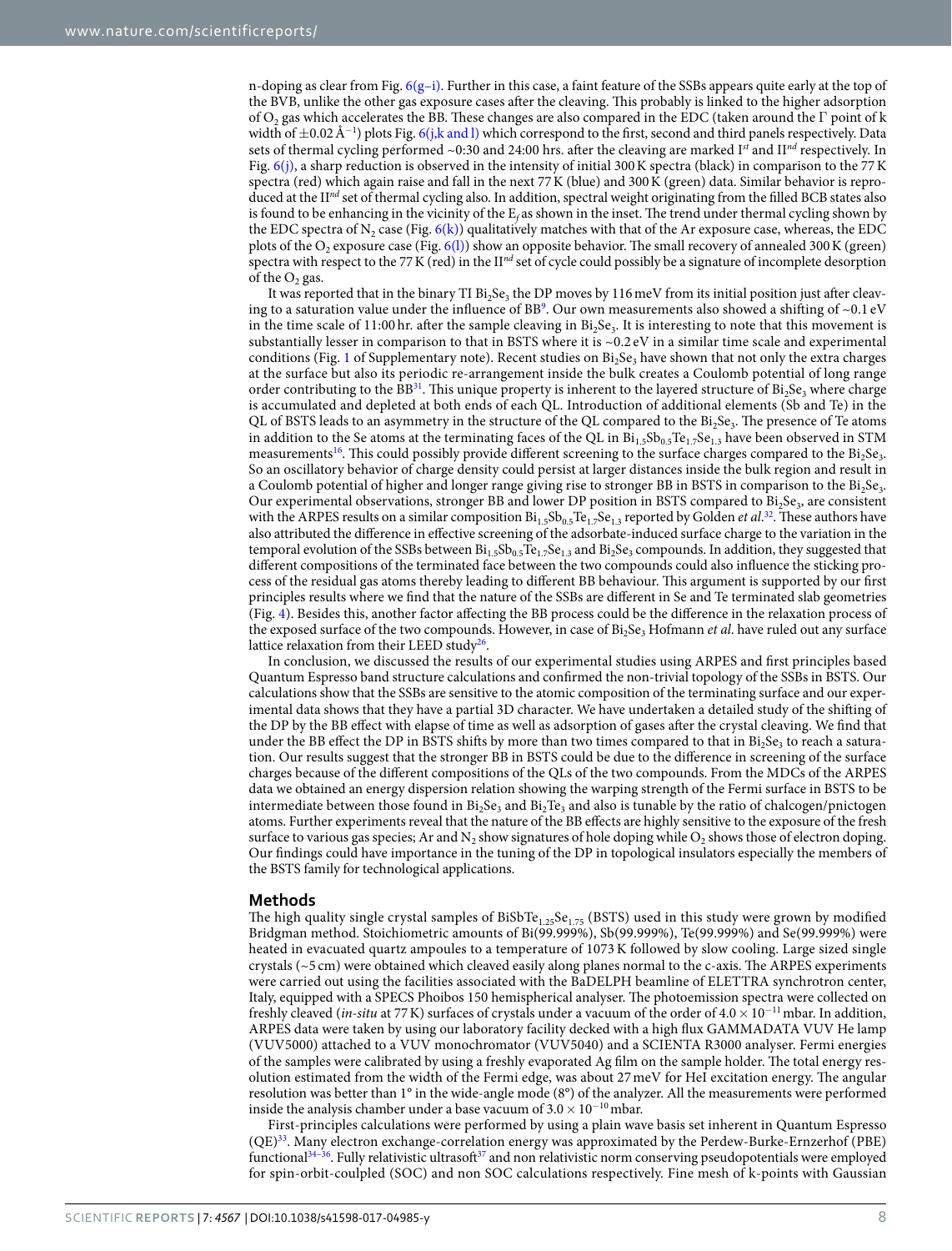n-doping as clear from Fig. 6(g–i). Further in this case, a faint feature of the SSBs appears quite early at the top of the BVB, unlike the other gas exposure cases after the cleaving. This probably is linked to the higher adsorption of $O_2$ gas which accelerates the BB. These changes are also compared in the EDC (taken around the Γ point of k width of ±0.02 Å$^{-1}$) plots Fig. 6(j,k and l) which correspond to the first, second and third panels respectively. Data sets of thermal cycling performed ~0:30 and 24:00 hrs. after the cleaving are marked I$^{st}$ and II$^{nd}$ respectively. In Fig. 6(j), a sharp reduction is observed in the intensity of initial 300 K spectra (black) in comparison to the 77 K spectra (red) which again raise and fall in the next 77 K (blue) and 300 K (green) data. Similar behavior is reproduced at the II$^{nd}$ set of thermal cycling also. In addition, spectral weight originating from the filled BCB states also is found to be enhancing in the vicinity of the $E_f$ as shown in the inset. The trend under thermal cycling shown by the EDC spectra of $N_2$ case (Fig. 6(k)) qualitatively matches with that of the Ar exposure case, whereas, the EDC plots of the $O_2$ exposure case (Fig. 6(l)) show an opposite behavior. The small recovery of annealed 300 K (green) spectra with respect to the 77 K (red) in the II$^{nd}$ set of cycle could possibly be a signature of incomplete desorption of the $O_2$ gas.

It was reported that in the binary TI $Bi_2Se_3$ the DP moves by 116 meV from its initial position just after cleaving to a saturation value under the influence of BB[9]. Our own measurements also showed a shifting of ~0.1 eV in the time scale of 11:00 hr. after the sample cleaving in $Bi_2Se_3$. It is interesting to note that this movement is substantially lesser in comparison to that in BSTS where it is ~0.2 eV in a similar time scale and experimental conditions (Fig. 1 of Supplementary note). Recent studies on $Bi_2Se_3$ have shown that not only the extra charges at the surface but also its periodic re-arrangement inside the bulk creates a Coulomb potential of long range order contributing to the BB[31]. This unique property is inherent to the layered structure of $Bi_2Se_3$ where charge is accumulated and depleted at both ends of each QL. Introduction of additional elements (Sb and Te) in the QL of BSTS leads to an asymmetry in the structure of the QL compared to the $Bi_2Se_3$. The presence of Te atoms in addition to the Se atoms at the terminating faces of the QL in $Bi_{1.5}Sb_{0.5}Te_{1.7}Se_{1.3}$ have been observed in STM measurements[16]. This could possibly provide different screening to the surface charges compared to the $Bi_2Se_3$. So an oscillatory behavior of charge density could persist at larger distances inside the bulk region and result in a Coulomb potential of higher and longer range giving rise to stronger BB in BSTS in comparison to the $Bi_2Se_3$. Our experimental observations, stronger BB and lower DP position in BSTS compared to $Bi_2Se_3$, are consistent with the ARPES results on a similar composition $Bi_{1.5}Sb_{0.5}Te_{1.7}Se_{1.3}$ reported by Golden *et al.*[32]. These authors have also attributed the difference in effective screening of the adsorbate-induced surface charge to the variation in the temporal evolution of the SSBs between $Bi_{1.5}Sb_{0.5}Te_{1.7}Se_{1.3}$ and $Bi_2Se_3$ compounds. In addition, they suggested that different compositions of the terminated face between the two compounds could also influence the sticking process of the residual gas atoms thereby leading to different BB behaviour. This argument is supported by our first principles results where we find that the nature of the SSBs are different in Se and Te terminated slab geometries (Fig. 4). Besides this, another factor affecting the BB process could be the difference in the relaxation process of the exposed surface of the two compounds. However, in case of $Bi_2Se_3$ Hofmann *et al*. have ruled out any surface lattice relaxation from their LEED study[26].

In conclusion, we discussed the results of our experimental studies using ARPES and first principles based Quantum Espresso band structure calculations and confirmed the non-trivial topology of the SSBs in BSTS. Our calculations show that the SSBs are sensitive to the atomic composition of the terminating surface and our experimental data shows that they have a partial 3D character. We have undertaken a detailed study of the shifting of the DP by the BB effect with elapse of time as well as adsorption of gases after the crystal cleaving. We find that under the BB effect the DP in BSTS shifts by more than two times compared to that in $Bi_2Se_3$ to reach a saturation. Our results suggest that the stronger BB in BSTS could be due to the difference in screening of the surface charges because of the different compositions of the QLs of the two compounds. From the MDCs of the ARPES data we obtained an energy dispersion relation showing the warping strength of the Fermi surface in BSTS to be intermediate between those found in $Bi_2Se_3$ and $Bi_2Te_3$ and also is tunable by the ratio of chalcogen/pnictogen atoms. Further experiments reveal that the nature of the BB effects are highly sensitive to the exposure of the fresh surface to various gas species; Ar and $N_2$ show signatures of hole doping while $O_2$ shows those of electron doping. Our findings could have importance in the tuning of the DP in topological insulators especially the members of the BSTS family for technological applications.

## Methods

The high quality single crystal samples of $BiSbTe_{1.25}Se_{1.75}$ (BSTS) used in this study were grown by modified Bridgman method. Stoichiometric amounts of Bi(99.999%), Sb(99.999%), Te(99.999%) and Se(99.999%) were heated in evacuated quartz ampoules to a temperature of 1073 K followed by slow cooling. Large sized single crystals (~5 cm) were obtained which cleaved easily along planes normal to the c-axis. The ARPES experiments were carried out using the facilities associated with the BaDELPH beamline of ELETTRA synchrotron center, Italy, equipped with a SPECS Phoibos 150 hemispherical analyser. The photoemission spectra were collected on freshly cleaved (*in-situ* at 77 K) surfaces of crystals under a vacuum of the order of $4.0 \times 10^{-11}$ mbar. In addition, ARPES data were taken by using our laboratory facility decked with a high flux GAMMADATA VUV He lamp (VUV5000) attached to a VUV monochromator (VUV5040) and a SCIENTA R3000 analyser. Fermi energies of the samples were calibrated by using a freshly evaporated Ag film on the sample holder. The total energy resolution estimated from the width of the Fermi edge, was about 27 meV for HeI excitation energy. The angular resolution was better than 1° in the wide-angle mode (8°) of the analyzer. All the measurements were performed inside the analysis chamber under a base vacuum of $3.0 \times 10^{-10}$ mbar.

First-principles calculations were performed by using a plain wave basis set inherent in Quantum Espresso (QE)[33]. Many electron exchange-correlation energy was approximated by the Perdew-Burke-Ernzerhof (PBE) functional[34–36]. Fully relativistic ultrasoft[37] and non relativistic norm conserving pseudopotentials were employed for spin-orbit-coulpled (SOC) and non SOC calculations respectively. Fine mesh of k-points with Gaussian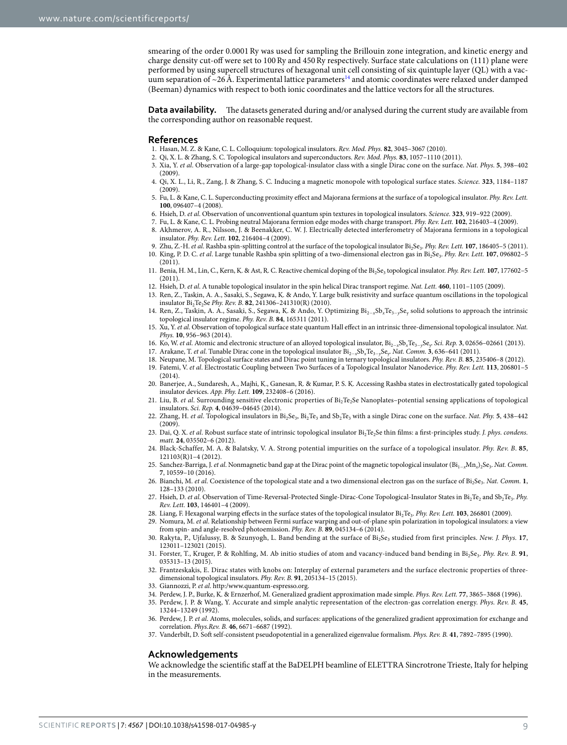smearing of the order 0.0001 Ry was used for sampling the Brillouin zone integration, and kinetic energy and charge density cut-off were set to 100 Ry and 450 Ry respectively. Surface state calculations on (111) plane were performed by using supercell structures of hexagonal unit cell consisting of six quintuple layer (QL) with a vacuum separation of ~26 Å. Experimental lattice parameters[14] and atomic coordinates were relaxed under damped (Beeman) dynamics with respect to both ionic coordinates and the lattice vectors for all the structures.

**Data availability.** The datasets generated during and/or analysed during the current study are available from the corresponding author on reasonable request.

## References

1. Hasan, M. Z. & Kane, C. L. Colloquium: topological insulators. *Rev. Mod. Phys.* **82**, 3045–3067 (2010).
2. Qi, X. L. & Zhang, S. C. Topological insulators and superconductors. *Rev. Mod. Phys.* **83**, 1057–1110 (2011).
3. Xia, Y. *et al*. Observation of a large-gap topological-insulator class with a single Dirac cone on the surface. *Nat. Phys.* **5**, 398–402 (2009).
4. Qi, X. L., Li, R., Zang, J. & Zhang, S. C. Inducing a magnetic monopole with topological surface states. *Science.* **323**, 1184–1187 (2009).
5. Fu, L. & Kane, C. L. Superconducting proximity effect and Majorana fermions at the surface of a topological insulator. *Phy. Rev. Lett.* **100**, 096407–4 (2008).
6. Hsieh, D. *et al*. Observation of unconventional quantum spin textures in topological insulators. *Science.* **323**, 919–922 (2009).
7. Fu, L. & Kane, C. L. Probing neutral Majorana fermion edge modes with charge transport. *Phy. Rev. Lett.* **102**, 216403–4 (2009).
8. Akhmerov, A. R., Nilsson, J. & Beenakker, C. W. J. Electrically detected interferometry of Majorana fermions in a topological insulator. *Phy. Rev. Lett.* **102**, 216404–4 (2009).
9. Zhu, Z.-H. *et al*. Rashba spin-splitting control at the surface of the topological insulator $Bi_2Se_3$. *Phy. Rev. Lett.* **107**, 186405–5 (2011).
10. King, P. D. C. *et al*. Large tunable Rashba spin splitting of a two-dimensional electron gas in $Bi_2Se_3$. *Phy. Rev. Lett.* **107**, 096802–5 (2011).
11. Benia, H. M., Lin, C., Kern, K. & Ast, R. C. Reactive chemical doping of the $Bi_2Se_3$ topological insulator. *Phy. Rev. Lett.* **107**, 177602–5 (2011).
12. Hsieh, D. *et al*. A tunable topological insulator in the spin helical Dirac transport regime. *Nat. Lett.* **460**, 1101–1105 (2009).
13. Ren, Z., Taskin, A. A., Sasaki, S., Segawa, K. & Ando, Y. Large bulk resistivity and surface quantum oscillations in the topological insulator $Bi_2Te_2Se$ *Phy. Rev. B.* **82**, 241306–241310(R) (2010).
14. Ren, Z., Taskin, A. A., Sasaki, S., Segawa, K. & Ando, Y. Optimizing $Bi_{2-x}Sb_xTe_{3-y}Se_y$ solid solutions to approach the intrinsic topological insulator regime. *Phy. Rev. B.* **84**, 165311 (2011).
15. Xu, Y. *et al*. Observation of topological surface state quantum Hall effect in an intrinsic three-dimensional topological insulator. *Nat. Phys.* **10**, 956–963 (2014).
16. Ko, W. *et al*. Atomic and electronic structure of an alloyed topological insulator, $Bi_{2-x}Sb_xTe_{3-y}Se_y$. *Sci. Rep.* **3**, 02656–02661 (2013).
17. Arakane, T. *et al*. Tunable Dirac cone in the topological insulator $Bi_{2-x}Sb_xTe_{3-y}Se_y$. *Nat. Comm.* **3**, 636–641 (2011).
18. Neupane, M. Topological surface states and Dirac point tuning in ternary topological insulators. *Phy. Rev. B.* **85**, 235406–8 (2012).
19. Fatemi, V. *et al*. Electrostatic Coupling between Two Surfaces of a Topological Insulator Nanodevice. *Phy. Rev. Lett.* **113**, 206801–5 (2014).
20. Banerjee, A., Sundaresh, A., Majhi, K., Ganesan, R. & Kumar, P. S. K. Accessing Rashba states in electrostatically gated topological insulator devices. *App. Phy. Lett.* **109**, 232408–6 (2016).
21. Liu, B. *et al*. Surrounding sensitive electronic properties of $Bi_2Te_2Se$ Nanoplates–potential sensing applications of topological insulators. *Sci. Rep.* **4**, 04639–04645 (2014).
22. Zhang, H. *et al*. Topological insulators in $Bi_2Se_3$, $Bi_2Te_3$ and $Sb_2Te_3$ with a single Dirac cone on the surface. *Nat. Phy.* **5**, 438–442 (2009).
23. Dai, Q. X. *et al*. Robust surface state of intrinsic topological insulator $Bi_2Te_2Se$ thin films: a first-principles study. *J. phys. condens. matt.* **24**, 035502–6 (2012).
24. Black-Schaffer, M. A. & Balatsky, V. A. Strong potential impurities on the surface of a topological insulator. *Phy. Rev. B*. **85**, 121103(R)1–4 (2012).
25. Sanchez-Barriga, J. *et al*. Nonmagnetic band gap at the Dirac point of the magnetic topological insulator $(Bi_{1-x}Mn_x)_2Se_3$. *Nat. Comm.* **7**, 10559–10 (2016).
26. Bianchi, M. *et al*. Coexistence of the topological state and a two dimensional electron gas on the surface of $Bi_2Se_3$. *Nat. Comm.* **1**, 128–133 (2010).
27. Hsieh, D. *et al*. Observation of Time-Reversal-Protected Single-Dirac-Cone Topological-Insulator States in $Bi_2Te_2$ and $Sb_2Te_3$. *Phy. Rev. Lett.* **103**, 146401–4 (2009).
28. Liang, F. Hexagonal warping effects in the surface states of the topological insulator $Bi_2Te_3$. *Phy. Rev. Lett.* **103**, 266801 (2009).
29. Nomura, M. *et al*. Relationship between Fermi surface warping and out-of-plane spin polarization in topological insulators: a view from spin- and angle-resolved photoemission. *Phy. Rev. B.* **89**, 045134–6 (2014).
30. Rakyta, P., Ujfalussy, B. & Szunyogh, L. Band bending at the surface of $Bi_2Se_3$ studied from first principles. *New. J. Phys.* **17**, 123011–123021 (2015).
31. Forster, T., Kruger, P. & Rohlfing, M. Ab initio studies of atom and vacancy-induced band bending in $Bi_2Se_3$. *Phy. Rev. B.* **91**, 035313–13 (2015).
32. Frantzeskakis, E. Dirac states with knobs on: Interplay of external parameters and the surface electronic properties of three-dimensional topological insulators. *Phy. Rev. B.* **91**, 205134–15 (2015).
33. Giannozzi, P. *et al*. http:/www.quantum-espresso.org.
34. Perdew, J. P., Burke, K. & Ernzerhof, M. Generalized gradient approximation made simple. *Phys. Rev. Lett.* **77**, 3865–3868 (1996).
35. Perdew, J. P. & Wang, Y. Accurate and simple analytic representation of the electron-gas correlation energy. *Phys. Rev. B.* **45**, 13244–13249 (1992).
36. Perdew, J. P. *et al*. Atoms, molecules, solids, and surfaces: applications of the generalized gradient approximation for exchange and correlation. *Phys.Rev. B.* **46**, 6671–6687 (1992).
37. Vanderbilt, D. Soft self-consistent pseudopotential in a generalized eigenvalue formalism. *Phys. Rev. B.* **41**, 7892–7895 (1990).

## Acknowledgements

We acknowledge the scientific staff at the BaDELPH beamline of ELETTRA Sincrotrone Trieste, Italy for helping in the measurements.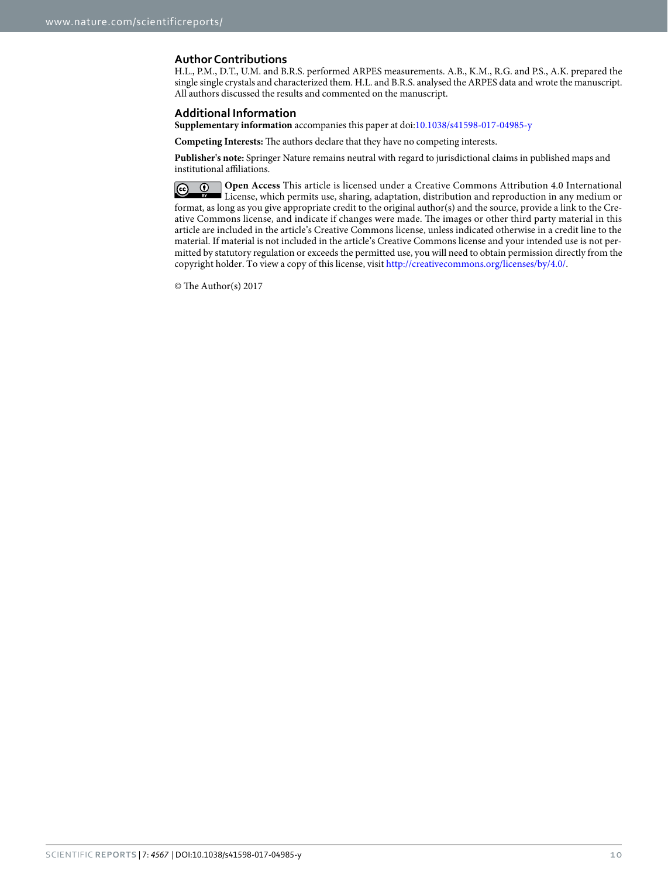## Author Contributions

H.L., P.M., D.T., U.M. and B.R.S. performed ARPES measurements. A.B., K.M., R.G. and P.S., A.K. prepared the single single crystals and characterized them. H.L. and B.R.S. analysed the ARPES data and wrote the manuscript. All authors discussed the results and commented on the manuscript.

## Additional Information

**Supplementary information** accompanies this paper at doi:10.1038/s41598-017-04985-y

**Competing Interests:** The authors declare that they have no competing interests.

**Publisher's note:** Springer Nature remains neutral with regard to jurisdictional claims in published maps and institutional affiliations.

**Open Access** This article is licensed under a Creative Commons Attribution 4.0 International License, which permits use, sharing, adaptation, distribution and reproduction in any medium or format, as long as you give appropriate credit to the original author(s) and the source, provide a link to the Creative Commons license, and indicate if changes were made. The images or other third party material in this article are included in the article's Creative Commons license, unless indicated otherwise in a credit line to the material. If material is not included in the article's Creative Commons license and your intended use is not permitted by statutory regulation or exceeds the permitted use, you will need to obtain permission directly from the copyright holder. To view a copy of this license, visit http://creativecommons.org/licenses/by/4.0/.

© The Author(s) 2017